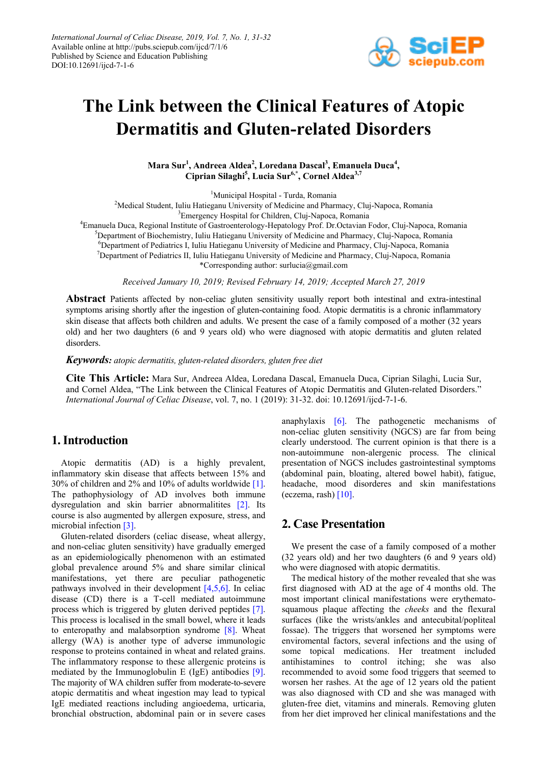# The Link between the Clinical Features of Atopic Dermatitis and Gluten-related Disorders

**Mara Sur[1], Andreea Aldea[2], Loredana Dascal[3], Emanuela Duca[4], Ciprian Silaghi[5], Lucia Sur[6,*], Cornel Aldea[3,7]**

[1]Municipal Hospital - Turda, Romania
[2]Medical Student, Iuliu Hatieganu University of Medicine and Pharmacy, Cluj-Napoca, Romania
[3]Emergency Hospital for Children, Cluj-Napoca, Romania
[4]Emanuela Duca, Regional Institute of Gastroenterology-Hepatology Prof. Dr.Octavian Fodor, Cluj-Napoca, Romania
[5]Department of Biochemistry, Iuliu Hatieganu University of Medicine and Pharmacy, Cluj-Napoca, Romania
[6]Department of Pediatrics I, Iuliu Hatieganu University of Medicine and Pharmacy, Cluj-Napoca, Romania
[7]Department of Pediatrics II, Iuliu Hatieganu University of Medicine and Pharmacy, Cluj-Napoca, Romania
*Corresponding author: surlucia@gmail.com

*Received January 10, 2019; Revised February 14, 2019; Accepted March 27, 2019*

**Abstract** Patients affected by non-celiac gluten sensitivity usually report both intestinal and extra-intestinal symptoms arising shortly after the ingestion of gluten-containing food. Atopic dermatitis is a chronic inflammatory skin disease that affects both children and adults. We present the case of a family composed of a mother (32 years old) and her two daughters (6 and 9 years old) who were diagnosed with atopic dermatitis and gluten related disorders.

***Keywords:*** *atopic dermatitis, gluten-related disorders, gluten free diet*

**Cite This Article:** Mara Sur, Andreea Aldea, Loredana Dascal, Emanuela Duca, Ciprian Silaghi, Lucia Sur, and Cornel Aldea, "The Link between the Clinical Features of Atopic Dermatitis and Gluten-related Disorders." *International Journal of Celiac Disease*, vol. 7, no. 1 (2019): 31-32. doi: 10.12691/ijcd-7-1-6.

## 1. Introduction

Atopic dermatitis (AD) is a highly prevalent, inflammatory skin disease that affects between 15% and 30% of children and 2% and 10% of adults worldwide [1]. The pathophysiology of AD involves both immune dysregulation and skin barrier abnormalitites [2]. Its course is also augmented by allergen exposure, stress, and microbial infection [3].

Gluten-related disorders (celiac disease, wheat allergy, and non-celiac gluten sensitivity) have gradually emerged as an epidemiologically phenomenon with an estimated global prevalence around 5% and share similar clinical manifestations, yet there are peculiar pathogenetic pathways involved in their development [4,5,6]. In celiac disease (CD) there is a T-cell mediated autoimmune process which is triggered by gluten derived peptides [7]. This process is localised in the small bowel, where it leads to enteropathy and malabsorption syndrome [8]. Wheat allergy (WA) is another type of adverse immunologic response to proteins contained in wheat and related grains. The inflammatory response to these allergenic proteins is mediated by the Immunoglobulin E (IgE) antibodies [9]. The majority of WA children suffer from moderate-to-severe atopic dermatitis and wheat ingestion may lead to typical IgE mediated reactions including angioedema, urticaria, bronchial obstruction, abdominal pain or in severe cases anaphylaxis [6]. The pathogenetic mechanisms of non-celiac gluten sensitivity (NGCS) are far from being clearly understood. The current opinion is that there is a non-autoimmune non-alergenic process. The clinical presentation of NGCS includes gastrointestinal symptoms (abdominal pain, bloating, altered bowel habit), fatigue, headache, mood disorderes and skin manifestations (eczema, rash) [10].

## 2. Case Presentation

We present the case of a family composed of a mother (32 years old) and her two daughters (6 and 9 years old) who were diagnosed with atopic dermatitis.

The medical history of the mother revealed that she was first diagnosed with AD at the age of 4 months old. The most important clinical manifestations were erythemato-squamous plaque affecting the *cheeks* and the flexural surfaces (like the wrists/ankles and antecubital/popliteal fossae). The triggers that worsened her symptoms were enviromental factors, several infections and the using of some topical medications. Her treatment included antihistamines to control itching; she was also recommended to avoid some food triggers that seemed to worsen her rashes. At the age of 12 years old the patient was also diagnosed with CD and she was managed with gluten-free diet, vitamins and minerals. Removing gluten from her diet improved her clinical manifestations and the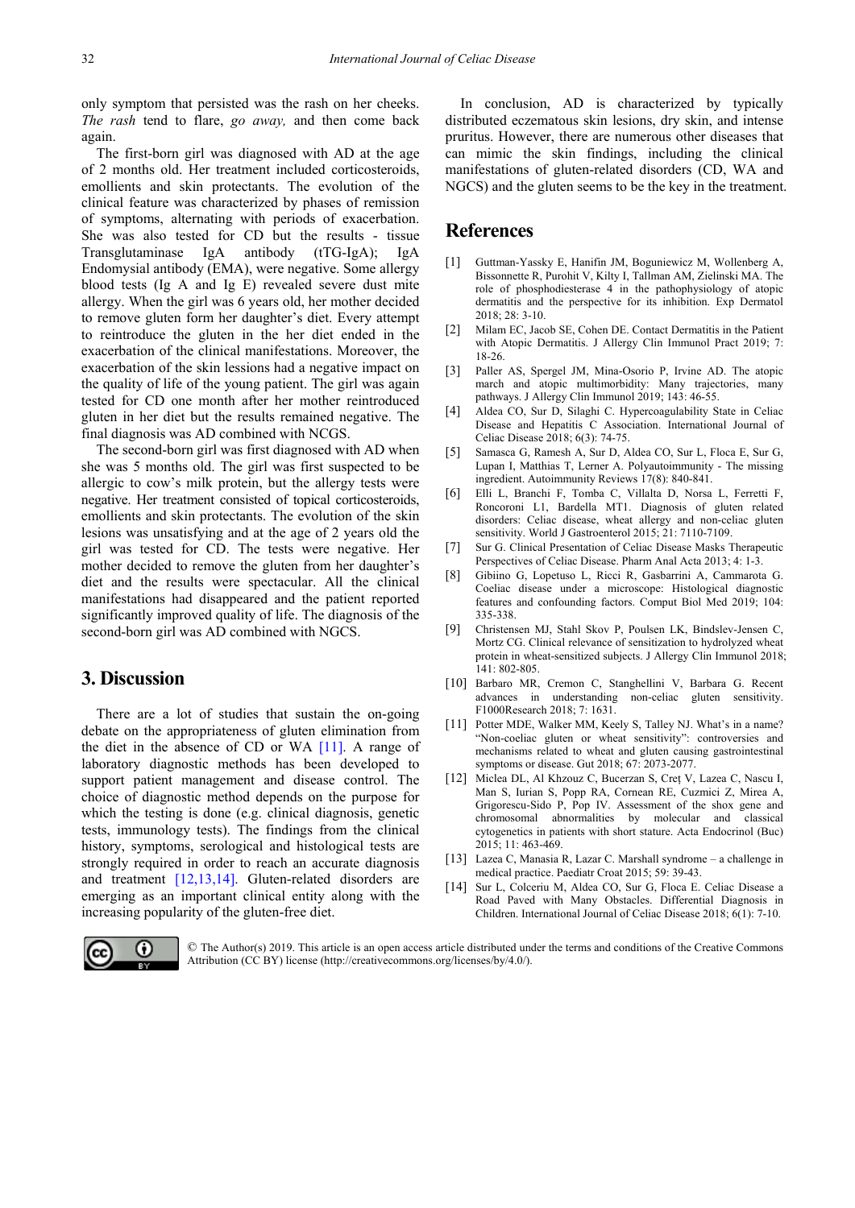only symptom that persisted was the rash on her cheeks. *The rash* tend to flare, *go away,* and then come back again.

The first-born girl was diagnosed with AD at the age of 2 months old. Her treatment included corticosteroids, emollients and skin protectants. The evolution of the clinical feature was characterized by phases of remission of symptoms, alternating with periods of exacerbation. She was also tested for CD but the results - tissue Transglutaminase IgA antibody (tTG-IgA); IgA Endomysial antibody (EMA), were negative. Some allergy blood tests (Ig A and Ig E) revealed severe dust mite allergy. When the girl was 6 years old, her mother decided to remove gluten form her daughter's diet. Every attempt to reintroduce the gluten in the her diet ended in the exacerbation of the clinical manifestations. Moreover, the exacerbation of the skin lessions had a negative impact on the quality of life of the young patient. The girl was again tested for CD one month after her mother reintroduced gluten in her diet but the results remained negative. The final diagnosis was AD combined with NCGS.

The second-born girl was first diagnosed with AD when she was 5 months old. The girl was first suspected to be allergic to cow's milk protein, but the allergy tests were negative. Her treatment consisted of topical corticosteroids, emollients and skin protectants. The evolution of the skin lesions was unsatisfying and at the age of 2 years old the girl was tested for CD. The tests were negative. Her mother decided to remove the gluten from her daughter's diet and the results were spectacular. All the clinical manifestations had disappeared and the patient reported significantly improved quality of life. The diagnosis of the second-born girl was AD combined with NGCS.

## 3. Discussion

There are a lot of studies that sustain the on-going debate on the appropriateness of gluten elimination from the diet in the absence of CD or WA [11]. A range of laboratory diagnostic methods has been developed to support patient management and disease control. The choice of diagnostic method depends on the purpose for which the testing is done (e.g. clinical diagnosis, genetic tests, immunology tests). The findings from the clinical history, symptoms, serological and histological tests are strongly required in order to reach an accurate diagnosis and treatment [12,13,14]. Gluten-related disorders are emerging as an important clinical entity along with the increasing popularity of the gluten-free diet.

In conclusion, AD is characterized by typically distributed eczematous skin lesions, dry skin, and intense pruritus. However, there are numerous other diseases that can mimic the skin findings, including the clinical manifestations of gluten-related disorders (CD, WA and NGCS) and the gluten seems to be the key in the treatment.

## References

[1] Guttman-Yassky E, Hanifin JM, Boguniewicz M, Wollenberg A, Bissonnette R, Purohit V, Kilty I, Tallman AM, Zielinski MA. The role of phosphodiesterase 4 in the pathophysiology of atopic dermatitis and the perspective for its inhibition. Exp Dermatol 2018; 28: 3-10.

[2] Milam EC, Jacob SE, Cohen DE. Contact Dermatitis in the Patient with Atopic Dermatitis. J Allergy Clin Immunol Pract 2019; 7: 18-26.

[3] Paller AS, Spergel JM, Mina-Osorio P, Irvine AD. The atopic march and atopic multimorbidity: Many trajectories, many pathways. J Allergy Clin Immunol 2019; 143: 46-55.

[4] Aldea CO, Sur D, Silaghi C. Hypercoagulability State in Celiac Disease and Hepatitis C Association. International Journal of Celiac Disease 2018; 6(3): 74-75.

[5] Samasca G, Ramesh A, Sur D, Aldea CO, Sur L, Floca E, Sur G, Lupan I, Matthias T, Lerner A. Polyautoimmunity - The missing ingredient. Autoimmunity Reviews 17(8): 840-841.

[6] Elli L, Branchi F, Tomba C, Villalta D, Norsa L, Ferretti F, Roncoroni L1, Bardella MT1. Diagnosis of gluten related disorders: Celiac disease, wheat allergy and non-celiac gluten sensitivity. World J Gastroenterol 2015; 21: 7110-7109.

[7] Sur G. Clinical Presentation of Celiac Disease Masks Therapeutic Perspectives of Celiac Disease. Pharm Anal Acta 2013; 4: 1-3.

[8] Gibiino G, Lopetuso L, Ricci R, Gasbarrini A, Cammarota G. Coeliac disease under a microscope: Histological diagnostic features and confounding factors. Comput Biol Med 2019; 104: 335-338.

[9] Christensen MJ, Stahl Skov P, Poulsen LK, Bindslev-Jensen C, Mortz CG. Clinical relevance of sensitization to hydrolyzed wheat protein in wheat-sensitized subjects. J Allergy Clin Immunol 2018; 141: 802-805.

[10] Barbaro MR, Cremon C, Stanghellini V, Barbara G. Recent advances in understanding non-celiac gluten sensitivity. F1000Research 2018; 7: 1631.

[11] Potter MDE, Walker MM, Keely S, Talley NJ. What's in a name? "Non-coeliac gluten or wheat sensitivity": controversies and mechanisms related to wheat and gluten causing gastrointestinal symptoms or disease. Gut 2018; 67: 2073-2077.

[12] Miclea DL, Al Khzouz C, Bucerzan S, Creţ V, Lazea C, Nascu I, Man S, Iurian S, Popp RA, Cornean RE, Cuzmici Z, Mirea A, Grigorescu-Sido P, Pop IV. Assessment of the shox gene and chromosomal abnormalities by molecular and classical cytogenetics in patients with short stature. Acta Endocrinol (Buc) 2015; 11: 463-469.

[13] Lazea C, Manasia R, Lazar C. Marshall syndrome – a challenge in medical practice. Paediatr Croat 2015; 59: 39-43.

[14] Sur L, Colceriu M, Aldea CO, Sur G, Floca E. Celiac Disease a Road Paved with Many Obstacles. Differential Diagnosis in Children. International Journal of Celiac Disease 2018; 6(1): 7-10.

© The Author(s) 2019. This article is an open access article distributed under the terms and conditions of the Creative Commons Attribution (CC BY) license (http://creativecommons.org/licenses/by/4.0/).